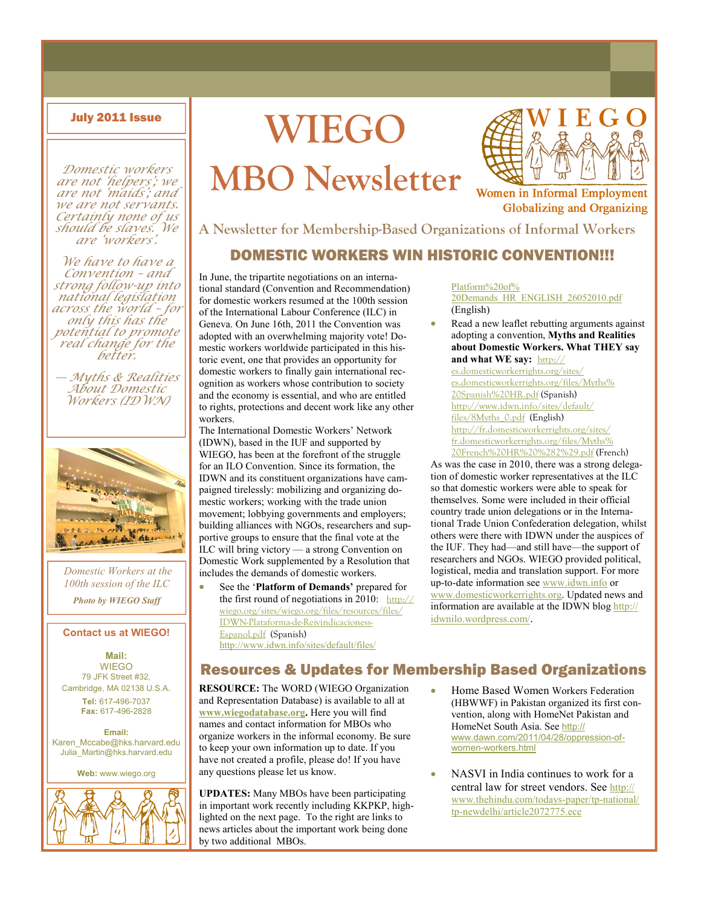July 2011 Issue

# WIEGO MBO Newsletter

WIEGO
Women in Informal Employment Globalizing and Organizing

### A Newsletter for Membership-Based Organizations of Informal Workers

*Domestic workers are not 'helpers'; we are not 'maids'; and we are not servants. Certainly none of us should be slaves. We are 'workers'.*

*We have to have a Convention – and strong follow-up into national legislation across the world – for only this has the potential to promote real change for the better.*

*— Myths & Realities About Domestic Workers (IDWN)*

*Domestic Workers at the 100th session of the ILC*

***Photo by WIEGO Staff***

## DOMESTIC WORKERS WIN HISTORIC CONVENTION!!!

In June, the tripartite negotiations on an international standard (Convention and Recommendation) for domestic workers resumed at the 100th session of the International Labour Conference (ILC) in Geneva. On June 16th, 2011 the Convention was adopted with an overwhelming majority vote! Domestic workers worldwide participated in this historic event, one that provides an opportunity for domestic workers to finally gain international recognition as workers whose contribution to society and the economy is essential, and who are entitled to rights, protections and decent work like any other workers.

The International Domestic Workers' Network (IDWN), based in the IUF and supported by WIEGO, has been at the forefront of the struggle for an ILO Convention. Since its formation, the IDWN and its constituent organizations have campaigned tirelessly: mobilizing and organizing domestic workers; working with the trade union movement; lobbying governments and employers; building alliances with NGOs, researchers and supportive groups to ensure that the final vote at the ILC will bring victory — a strong Convention on Domestic Work supplemented by a Resolution that includes the demands of domestic workers.

- See the '**Platform of Demands'** prepared for the first round of negotiations in 2010: http://wiego.org/sites/wiego.org/files/resources/files/IDWN-Plataforma-de-Reivindicacioness-Espanol.pdf (Spanish) http://www.idwn.info/sites/default/files/Platform%20of%20Demands_HR_ENGLISH_26052010.pdf (English)
- Read a new leaflet rebutting arguments against adopting a convention, **Myths and Realities about Domestic Workers. What THEY say and what WE say:** http://es.domesticworkerrights.org/sites/es.domesticworkerrights.org/files/Myths%20Spanish%20HR.pdf (Spanish) http://www.idwn.info/sites/default/files/8Myths_0.pdf (English) http://fr.domesticworkerrights.org/sites/fr.domesticworkerrights.org/files/Myths%20French%20HR%20%282%29.pdf (French)

As was the case in 2010, there was a strong delegation of domestic worker representatives at the ILC so that domestic workers were able to speak for themselves. Some were included in their official country trade union delegations or in the International Trade Union Confederation delegation, whilst others were there with IDWN under the auspices of the IUF. They had—and still have—the support of researchers and NGOs. WIEGO provided political, logistical, media and translation support. For more up-to-date information see www.idwn.info or www.domesticworkerrights.org. Updated news and information are available at the IDWN blog http://idwnilo.wordpress.com/.

## Resources & Updates for Membership Based Organizations

**RESOURCE:** The WORD (WIEGO Organization and Representation Database) is available to all at **www.wiegodatabase.org.** Here you will find names and contact information for MBOs who organize workers in the informal economy. Be sure to keep your own information up to date. If you have not created a profile, please do! If you have any questions please let us know.

**UPDATES:** Many MBOs have been participating in important work recently including KKPKP, highlighted on the next page. To the right are links to news articles about the important work being done by two additional MBOs.

- Home Based Women Workers Federation (HBWWF) in Pakistan organized its first convention, along with HomeNet Pakistan and HomeNet South Asia. See http://www.dawn.com/2011/04/28/oppression-of-women-workers.html
- NASVI in India continues to work for a central law for street vendors. See http://www.thehindu.com/todays-paper/tp-national/tp-newdelhi/article2072775.ece

**Contact us at WIEGO!**

**Mail:**
WIEGO
79 JFK Street #32,
Cambridge, MA 02138 U.S.A.
**Tel:** 617-496-7037
**Fax:** 617-496-2828

**Email:**
Karen_Mccabe@hks.harvard.edu
Julia_Martin@hks.harvard.edu

**Web:** www.wiego.org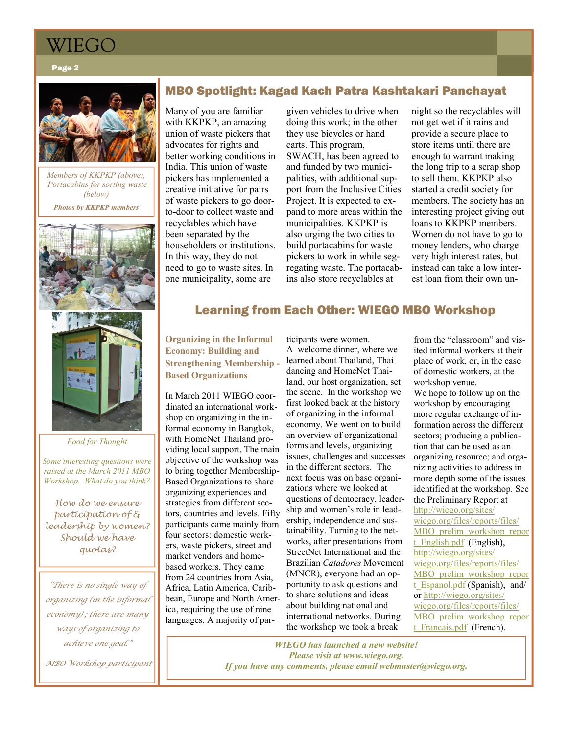## MBO Spotlight: Kagad Kach Patra Kashtakari Panchayat

Many of you are familiar with KKPKP, an amazing union of waste pickers that advocates for rights and better working conditions in India. This union of waste pickers has implemented a creative initiative for pairs of waste pickers to go door-to-door to collect waste and recyclables which have been separated by the householders or institutions. In this way, they do not need to go to waste sites. In one municipality, some are given vehicles to drive when doing this work; in the other they use bicycles or hand carts. This program, SWACH, has been agreed to and funded by two municipalities, with additional support from the Inclusive Cities Project. It is expected to expand to more areas within the municipalities. KKPKP is also urging the two cities to build portacabins for waste pickers to work in while segregating waste. The portacabins also store recyclables at night so the recyclables will not get wet if it rains and provide a secure place to store items until there are enough to warrant making the long trip to a scrap shop to sell them. KKPKP also started a credit society for members. The society has an interesting project giving out loans to KKPKP members. Women do not have to go to money lenders, who charge very high interest rates, but instead can take a low interest loan from their own un-

*Members of KKPKP (above), Portacabins for sorting waste (below)*

***Photos by KKPKP members***

*Food for Thought*

*Some interesting questions were raised at the March 2011 MBO Workshop. What do you think?*

*How do we ensure participation of & leadership by women? Should we have quotas?*

*"There is no single way of organizing (in the informal economy); there are many ways of organizing to achieve one goal."*

*-MBO Workshop participant*

## Learning from Each Other: WIEGO MBO Workshop

### Organizing in the Informal Economy: Building and Strengthening Membership - Based Organizations

In March 2011 WIEGO coordinated an international workshop on organizing in the informal economy in Bangkok, with HomeNet Thailand providing local support. The main objective of the workshop was to bring together Membership-Based Organizations to share organizing experiences and strategies from different sectors, countries and levels. Fifty participants came mainly from four sectors: domestic workers, waste pickers, street and market vendors and home-based workers. They came from 24 countries from Asia, Africa, Latin America, Caribbean, Europe and North America, requiring the use of nine languages. A majority of participants were women.

A welcome dinner, where we learned about Thailand, Thai dancing and HomeNet Thailand, our host organization, set the scene. In the workshop we first looked back at the history of organizing in the informal economy. We went on to build an overview of organizational forms and levels, organizing issues, challenges and successes in the different sectors. The next focus was on base organizations where we looked at questions of democracy, leadership and women's role in leadership, independence and sustainability. Turning to the networks, after presentations from StreetNet International and the Brazilian *Catadores* Movement (MNCR), everyone had an opportunity to ask questions and to share solutions and ideas about building national and international networks. During the workshop we took a break from the "classroom" and visited informal workers at their place of work, or, in the case of domestic workers, at the workshop venue.

We hope to follow up on the workshop by encouraging more regular exchange of information across the different sectors; producing a publication that can be used as an organizing resource; and organizing activities to address in more depth some of the issues identified at the workshop. See the Preliminary Report at http://wiego.org/sites/wiego.org/files/reports/files/MBO_prelim_workshop_report_English.pdf (English), http://wiego.org/sites/wiego.org/files/reports/files/MBO_prelim_workshop_report_Espanol.pdf (Spanish), and/or http://wiego.org/sites/wiego.org/files/reports/files/MBO_prelim_workshop_report_Francais.pdf (French).

***WIEGO has launched a new website!***
***Please visit at www.wiego.org.***
***If you have any comments, please email webmaster@wiego.org.***